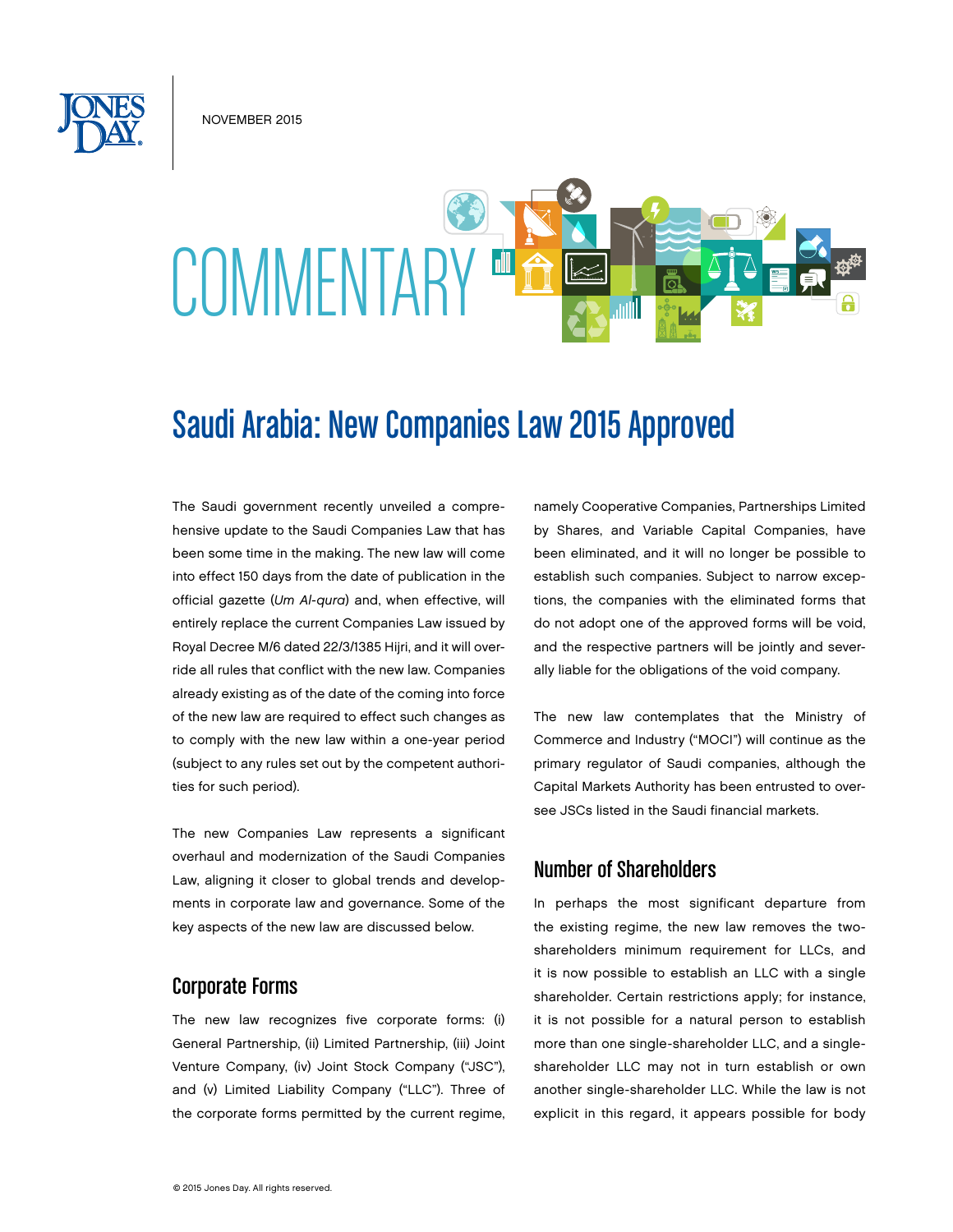NOVEMBER 2015

# COMMENTARY

## Saudi Arabia: New Companies Law 2015 Approved

The Saudi government recently unveiled a comprehensive update to the Saudi Companies Law that has been some time in the making. The new law will come into effect 150 days from the date of publication in the official gazette (*Um Al-qura*) and, when effective, will entirely replace the current Companies Law issued by Royal Decree M/6 dated 22/3/1385 Hijri, and it will override all rules that conflict with the new law. Companies already existing as of the date of the coming into force of the new law are required to effect such changes as to comply with the new law within a one-year period (subject to any rules set out by the competent authorities for such period).

The new Companies Law represents a significant overhaul and modernization of the Saudi Companies Law, aligning it closer to global trends and developments in corporate law and governance. Some of the key aspects of the new law are discussed below.

### Corporate Forms

The new law recognizes five corporate forms: (i) General Partnership, (ii) Limited Partnership, (iii) Joint Venture Company, (iv) Joint Stock Company ("JSC"), and (v) Limited Liability Company ("LLC"). Three of the corporate forms permitted by the current regime, namely Cooperative Companies, Partnerships Limited by Shares, and Variable Capital Companies, have been eliminated, and it will no longer be possible to establish such companies. Subject to narrow exceptions, the companies with the eliminated forms that do not adopt one of the approved forms will be void, and the respective partners will be jointly and severally liable for the obligations of the void company.

The new law contemplates that the Ministry of Commerce and Industry ("MOCI") will continue as the primary regulator of Saudi companies, although the Capital Markets Authority has been entrusted to oversee JSCs listed in the Saudi financial markets.

### Number of Shareholders

In perhaps the most significant departure from the existing regime, the new law removes the two-shareholders minimum requirement for LLCs, and it is now possible to establish an LLC with a single shareholder. Certain restrictions apply; for instance, it is not possible for a natural person to establish more than one single-shareholder LLC, and a single-shareholder LLC may not in turn establish or own another single-shareholder LLC. While the law is not explicit in this regard, it appears possible for body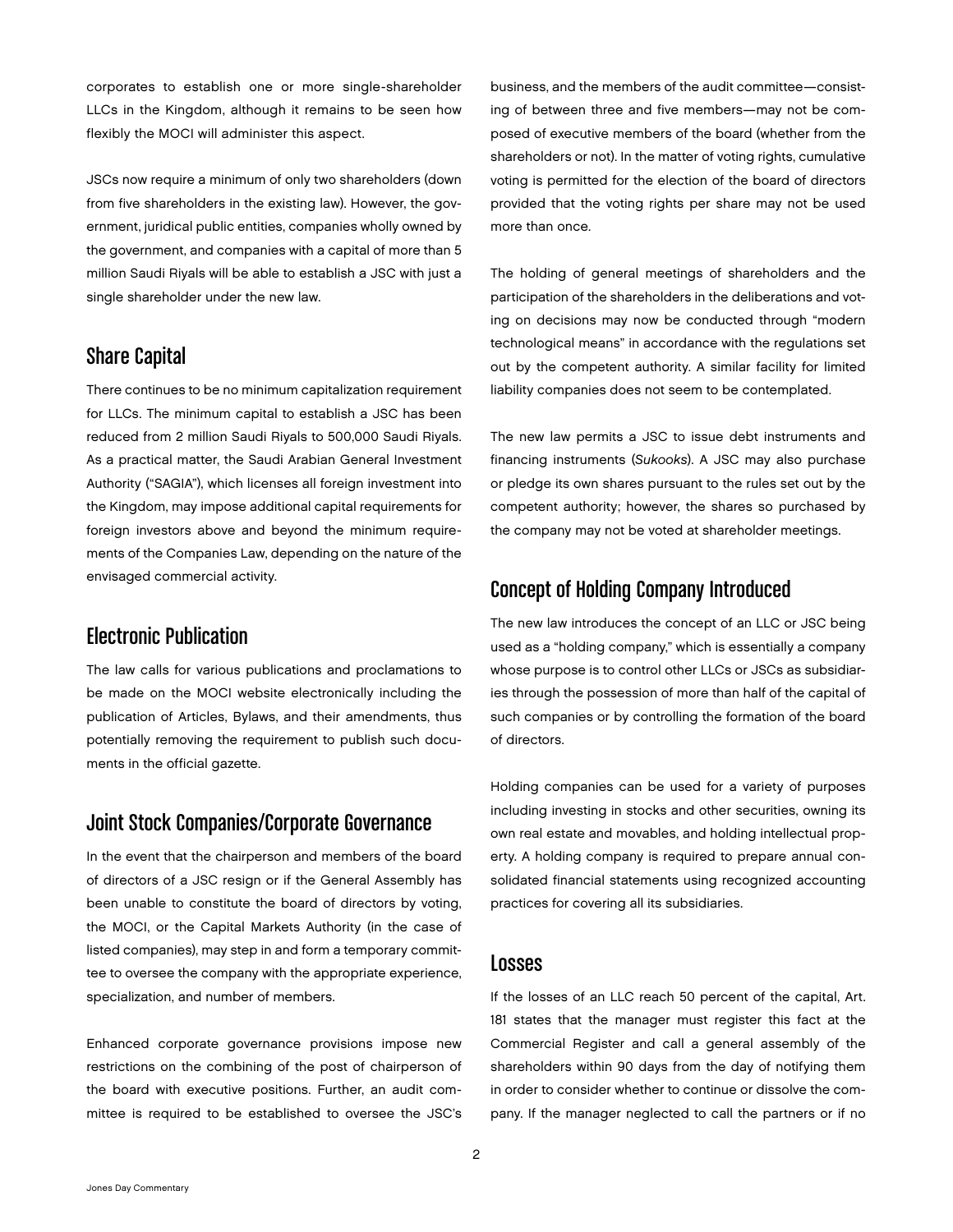corporates to establish one or more single-shareholder LLCs in the Kingdom, although it remains to be seen how flexibly the MOCI will administer this aspect.

JSCs now require a minimum of only two shareholders (down from five shareholders in the existing law). However, the government, juridical public entities, companies wholly owned by the government, and companies with a capital of more than 5 million Saudi Riyals will be able to establish a JSC with just a single shareholder under the new law.

## Share Capital

There continues to be no minimum capitalization requirement for LLCs. The minimum capital to establish a JSC has been reduced from 2 million Saudi Riyals to 500,000 Saudi Riyals. As a practical matter, the Saudi Arabian General Investment Authority ("SAGIA"), which licenses all foreign investment into the Kingdom, may impose additional capital requirements for foreign investors above and beyond the minimum requirements of the Companies Law, depending on the nature of the envisaged commercial activity.

## Electronic Publication

The law calls for various publications and proclamations to be made on the MOCI website electronically including the publication of Articles, Bylaws, and their amendments, thus potentially removing the requirement to publish such documents in the official gazette.

## Joint Stock Companies/Corporate Governance

In the event that the chairperson and members of the board of directors of a JSC resign or if the General Assembly has been unable to constitute the board of directors by voting, the MOCI, or the Capital Markets Authority (in the case of listed companies), may step in and form a temporary committee to oversee the company with the appropriate experience, specialization, and number of members.

Enhanced corporate governance provisions impose new restrictions on the combining of the post of chairperson of the board with executive positions. Further, an audit committee is required to be established to oversee the JSC's business, and the members of the audit committee—consisting of between three and five members—may not be composed of executive members of the board (whether from the shareholders or not). In the matter of voting rights, cumulative voting is permitted for the election of the board of directors provided that the voting rights per share may not be used more than once.

The holding of general meetings of shareholders and the participation of the shareholders in the deliberations and voting on decisions may now be conducted through "modern technological means" in accordance with the regulations set out by the competent authority. A similar facility for limited liability companies does not seem to be contemplated.

The new law permits a JSC to issue debt instruments and financing instruments (*Sukooks*). A JSC may also purchase or pledge its own shares pursuant to the rules set out by the competent authority; however, the shares so purchased by the company may not be voted at shareholder meetings.

## Concept of Holding Company Introduced

The new law introduces the concept of an LLC or JSC being used as a "holding company," which is essentially a company whose purpose is to control other LLCs or JSCs as subsidiaries through the possession of more than half of the capital of such companies or by controlling the formation of the board of directors.

Holding companies can be used for a variety of purposes including investing in stocks and other securities, owning its own real estate and movables, and holding intellectual property. A holding company is required to prepare annual consolidated financial statements using recognized accounting practices for covering all its subsidiaries.

## Losses

If the losses of an LLC reach 50 percent of the capital, Art. 181 states that the manager must register this fact at the Commercial Register and call a general assembly of the shareholders within 90 days from the day of notifying them in order to consider whether to continue or dissolve the company. If the manager neglected to call the partners or if no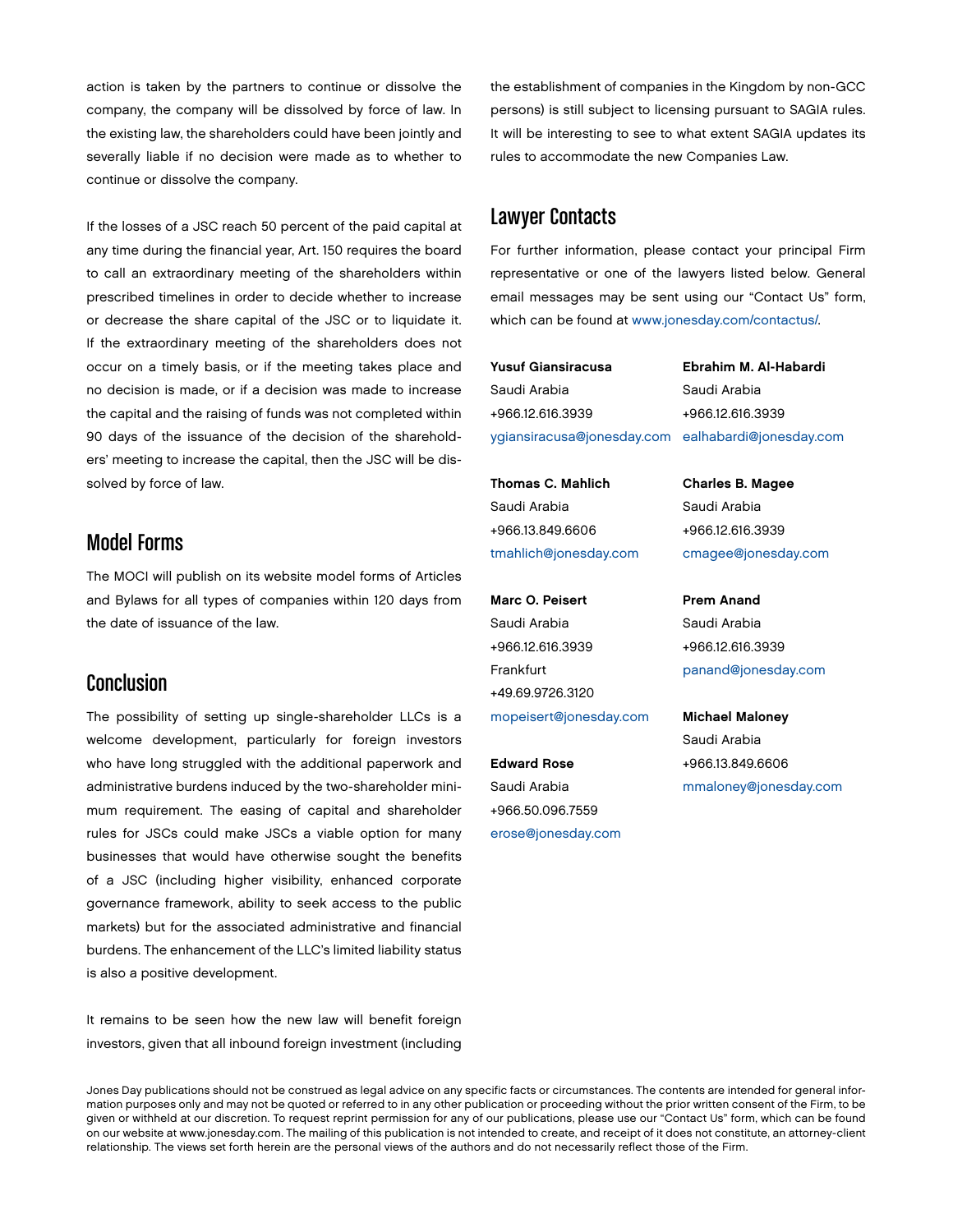action is taken by the partners to continue or dissolve the company, the company will be dissolved by force of law. In the existing law, the shareholders could have been jointly and severally liable if no decision were made as to whether to continue or dissolve the company.

If the losses of a JSC reach 50 percent of the paid capital at any time during the financial year, Art. 150 requires the board to call an extraordinary meeting of the shareholders within prescribed timelines in order to decide whether to increase or decrease the share capital of the JSC or to liquidate it. If the extraordinary meeting of the shareholders does not occur on a timely basis, or if the meeting takes place and no decision is made, or if a decision was made to increase the capital and the raising of funds was not completed within 90 days of the issuance of the decision of the shareholders' meeting to increase the capital, then the JSC will be dissolved by force of law.

## Model Forms

The MOCI will publish on its website model forms of Articles and Bylaws for all types of companies within 120 days from the date of issuance of the law.

## Conclusion

The possibility of setting up single-shareholder LLCs is a welcome development, particularly for foreign investors who have long struggled with the additional paperwork and administrative burdens induced by the two-shareholder minimum requirement. The easing of capital and shareholder rules for JSCs could make JSCs a viable option for many businesses that would have otherwise sought the benefits of a JSC (including higher visibility, enhanced corporate governance framework, ability to seek access to the public markets) but for the associated administrative and financial burdens. The enhancement of the LLC's limited liability status is also a positive development.

It remains to be seen how the new law will benefit foreign investors, given that all inbound foreign investment (including the establishment of companies in the Kingdom by non-GCC persons) is still subject to licensing pursuant to SAGIA rules. It will be interesting to see to what extent SAGIA updates its rules to accommodate the new Companies Law.

## Lawyer Contacts

For further information, please contact your principal Firm representative or one of the lawyers listed below. General email messages may be sent using our "Contact Us" form, which can be found at www.jonesday.com/contactus/.

**Yusuf Giansiracusa**
Saudi Arabia
+966.12.616.3939
ygiansiracusa@jonesday.com

**Thomas C. Mahlich**
Saudi Arabia
+966.13.849.6606
tmahlich@jonesday.com

**Marc O. Peisert**
Saudi Arabia
+966.12.616.3939
Frankfurt
+49.69.9726.3120
mopeisert@jonesday.com

**Edward Rose**
Saudi Arabia
+966.50.096.7559
erose@jonesday.com

**Ebrahim M. Al-Habardi**
Saudi Arabia
+966.12.616.3939
ealhabardi@jonesday.com

**Charles B. Magee**
Saudi Arabia
+966.12.616.3939
cmagee@jonesday.com

**Prem Anand**
Saudi Arabia
+966.12.616.3939
panand@jonesday.com

**Michael Maloney**
Saudi Arabia
+966.13.849.6606
mmaloney@jonesday.com

Jones Day publications should not be construed as legal advice on any specific facts or circumstances. The contents are intended for general information purposes only and may not be quoted or referred to in any other publication or proceeding without the prior written consent of the Firm, to be given or withheld at our discretion. To request reprint permission for any of our publications, please use our "Contact Us" form, which can be found on our website at www.jonesday.com. The mailing of this publication is not intended to create, and receipt of it does not constitute, an attorney-client relationship. The views set forth herein are the personal views of the authors and do not necessarily reflect those of the Firm.